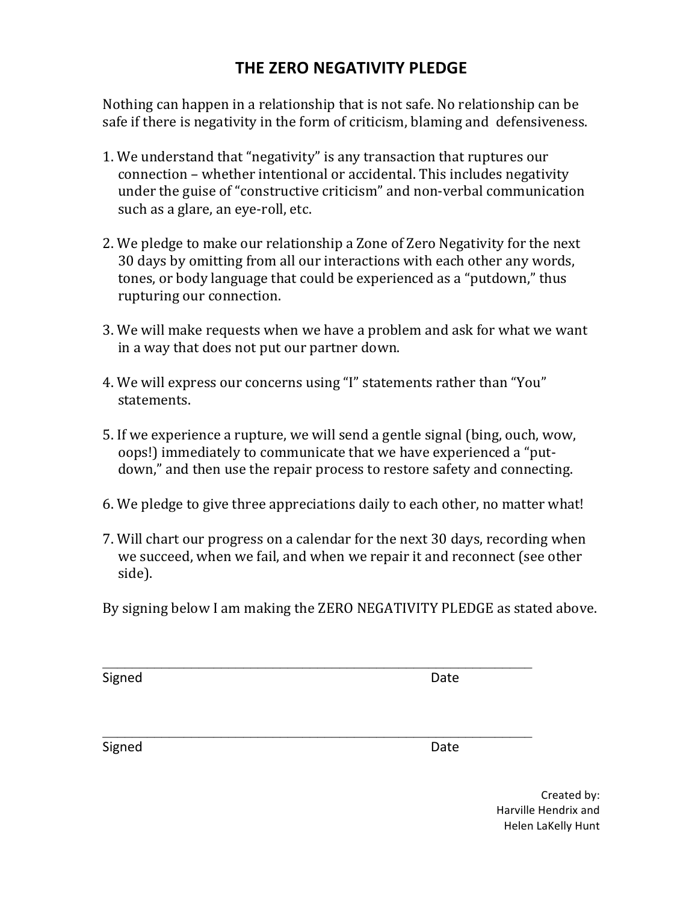# THE ZERO NEGATIVITY PLEDGE

Nothing can happen in a relationship that is not safe. No relationship can be safe if there is negativity in the form of criticism, blaming and defensiveness.

1. We understand that "negativity" is any transaction that ruptures our connection – whether intentional or accidental. This includes negativity under the guise of "constructive criticism" and non-verbal communication such as a glare, an eye-roll, etc.

2. We pledge to make our relationship a Zone of Zero Negativity for the next 30 days by omitting from all our interactions with each other any words, tones, or body language that could be experienced as a "putdown," thus rupturing our connection.

3. We will make requests when we have a problem and ask for what we want in a way that does not put our partner down.

4. We will express our concerns using "I" statements rather than "You" statements.

5. If we experience a rupture, we will send a gentle signal (bing, ouch, wow, oops!) immediately to communicate that we have experienced a "put-down," and then use the repair process to restore safety and connecting.

6. We pledge to give three appreciations daily to each other, no matter what!

7. Will chart our progress on a calendar for the next 30 days, recording when we succeed, when we fail, and when we repair it and reconnect (see other side).

By signing below I am making the ZERO NEGATIVITY PLEDGE as stated above.

\_\_\_\_\_\_\_\_\_\_\_\_\_\_\_\_\_\_\_\_\_\_\_\_\_\_\_\_\_\_\_\_\_\_\_\_\_\_\_\_\_\_\_\_\_\_\_\_\_\_\_\_\_\_\_\_\_\_\_\_

Signed Date

\_\_\_\_\_\_\_\_\_\_\_\_\_\_\_\_\_\_\_\_\_\_\_\_\_\_\_\_\_\_\_\_\_\_\_\_\_\_\_\_\_\_\_\_\_\_\_\_\_\_\_\_\_\_\_\_\_\_\_\_

Signed Date

Created by:
Harville Hendrix and
Helen LaKelly Hunt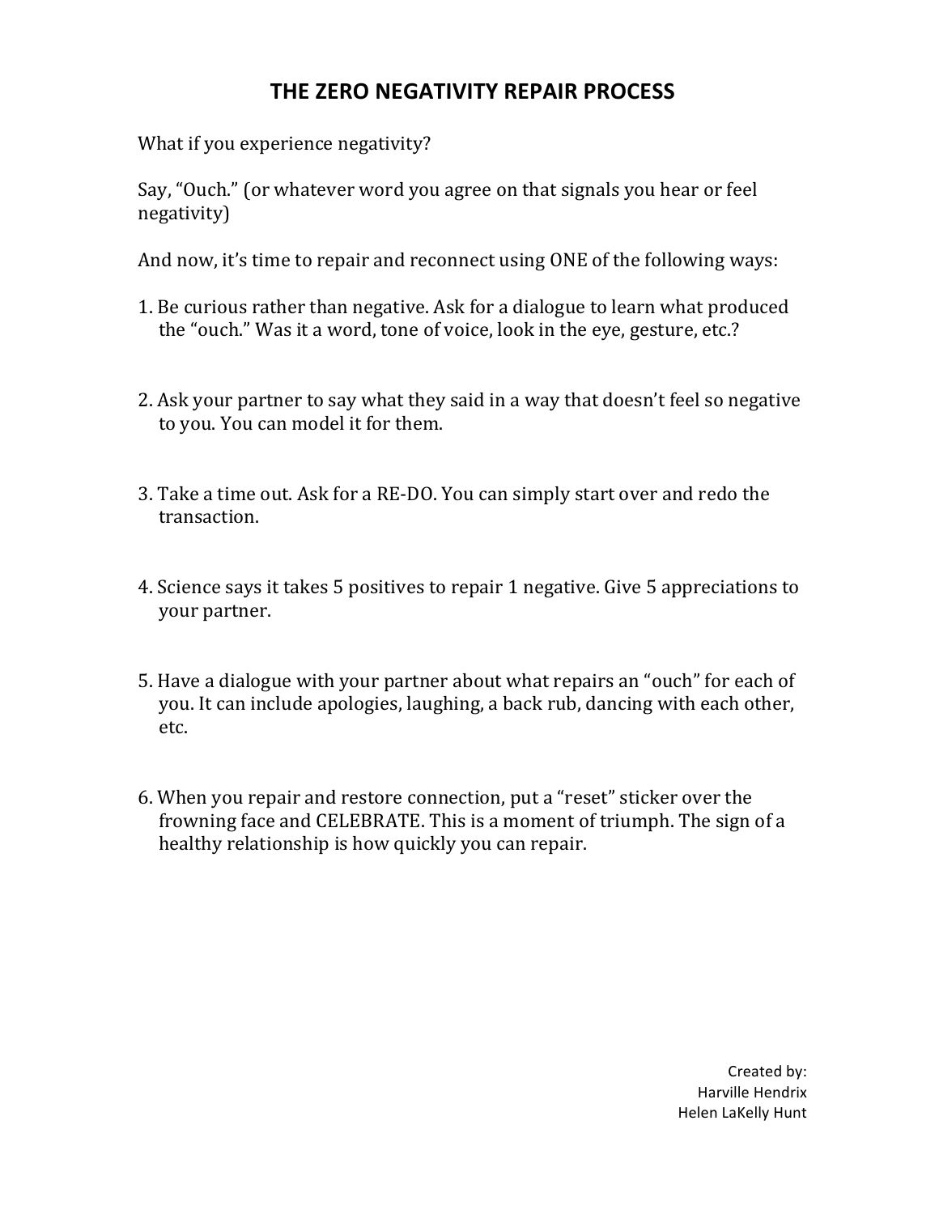# THE ZERO NEGATIVITY REPAIR PROCESS

What if you experience negativity?

Say, "Ouch." (or whatever word you agree on that signals you hear or feel negativity)

And now, it's time to repair and reconnect using ONE of the following ways:

1. Be curious rather than negative. Ask for a dialogue to learn what produced the "ouch." Was it a word, tone of voice, look in the eye, gesture, etc.?

2. Ask your partner to say what they said in a way that doesn't feel so negative to you. You can model it for them.

3. Take a time out. Ask for a RE-DO. You can simply start over and redo the transaction.

4. Science says it takes 5 positives to repair 1 negative. Give 5 appreciations to your partner.

5. Have a dialogue with your partner about what repairs an "ouch" for each of you. It can include apologies, laughing, a back rub, dancing with each other, etc.

6. When you repair and restore connection, put a "reset" sticker over the frowning face and CELEBRATE. This is a moment of triumph. The sign of a healthy relationship is how quickly you can repair.

Created by:
Harville Hendrix
Helen LaKelly Hunt